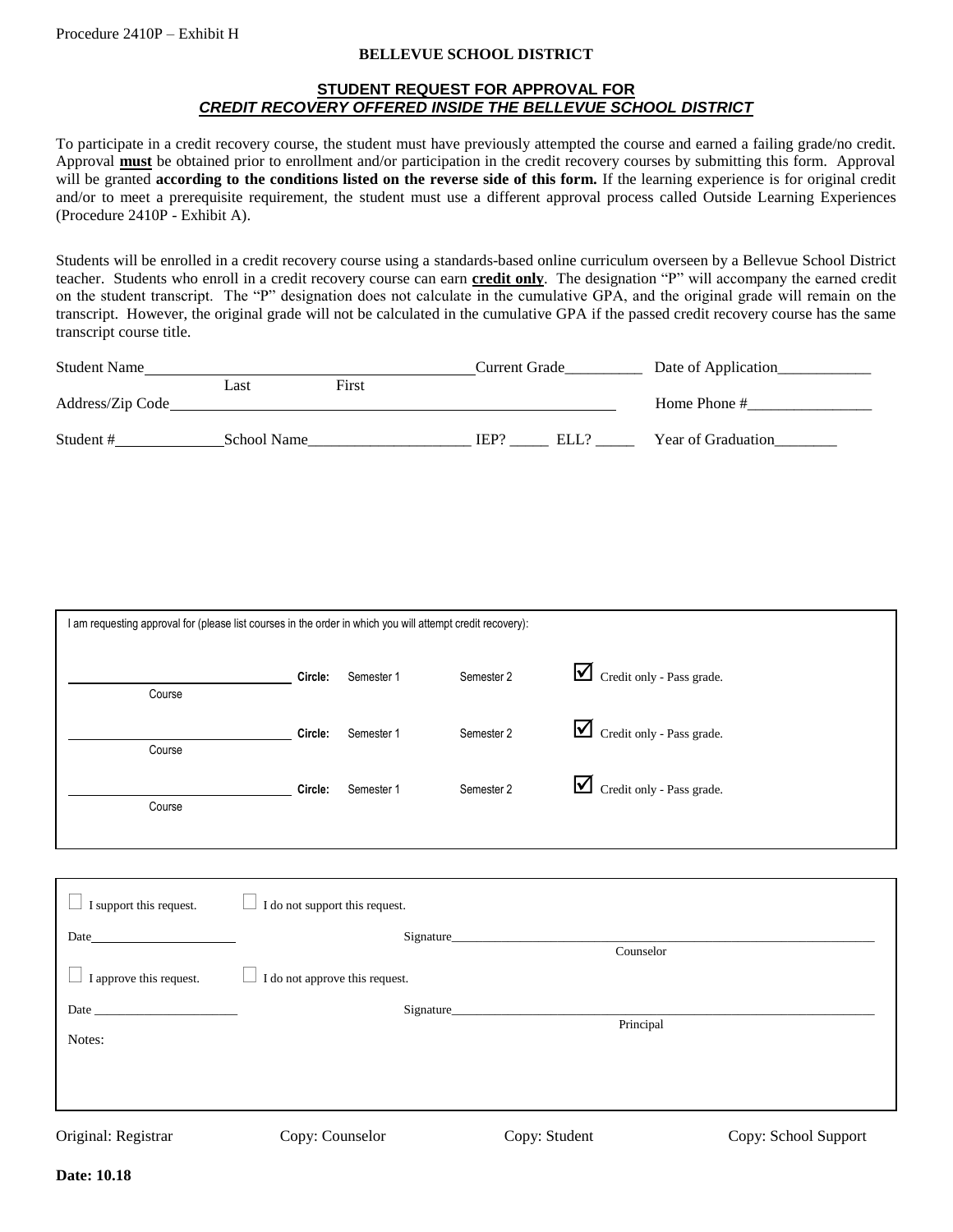Procedure 2410P – Exhibit H

**BELLEVUE SCHOOL DISTRICT**

## STUDENT REQUEST FOR APPROVAL FOR
## *CREDIT RECOVERY OFFERED INSIDE THE BELLEVUE SCHOOL DISTRICT*

To participate in a credit recovery course, the student must have previously attempted the course and earned a failing grade/no credit. Approval **must** be obtained prior to enrollment and/or participation in the credit recovery courses by submitting this form. Approval will be granted **according to the conditions listed on the reverse side of this form.** If the learning experience is for original credit and/or to meet a prerequisite requirement, the student must use a different approval process called Outside Learning Experiences (Procedure 2410P - Exhibit A).

Students will be enrolled in a credit recovery course using a standards-based online curriculum overseen by a Bellevue School District teacher. Students who enroll in a credit recovery course can earn **credit only**. The designation "P" will accompany the earned credit on the student transcript. The "P" designation does not calculate in the cumulative GPA, and the original grade will remain on the transcript. However, the original grade will not be calculated in the cumulative GPA if the passed credit recovery course has the same transcript course title.

Student Name\_\_\_\_\_\_\_\_\_\_\_\_\_\_\_\_\_\_\_\_ Current Grade\_\_\_\_\_\_\_\_\_\_ Date of Application\_\_\_\_\_\_\_\_\_\_\_\_
Last First

Address/Zip Code\_\_\_\_\_\_\_\_\_\_\_\_\_\_\_\_\_\_\_\_ Home Phone #\_\_\_\_\_\_\_\_\_\_\_\_\_\_\_\_

Student #\_\_\_\_\_\_\_\_\_\_\_\_\_\_ School Name\_\_\_\_\_\_\_\_\_\_\_\_\_\_\_\_\_\_\_\_\_ IEP? \_\_\_\_\_ ELL? \_\_\_\_\_ Year of Graduation\_\_\_\_\_\_\_\_

I am requesting approval for (please list courses in the order in which you will attempt credit recovery):

\_\_\_\_\_\_\_\_\_\_\_\_\_\_\_\_\_\_\_\_ Course — **Circle:** Semester 1 Semester 2 ☑ Credit only - Pass grade.

\_\_\_\_\_\_\_\_\_\_\_\_\_\_\_\_\_\_\_\_ Course — **Circle:** Semester 1 Semester 2 ☑ Credit only - Pass grade.

\_\_\_\_\_\_\_\_\_\_\_\_\_\_\_\_\_\_\_\_ Course — **Circle:** Semester 1 Semester 2 ☑ Credit only - Pass grade.

☐ I support this request. ☐ I do not support this request.

Date\_\_\_\_\_\_\_\_\_\_\_\_\_\_\_\_\_\_\_\_ Signature\_\_\_\_\_\_\_\_\_\_\_\_\_\_\_\_\_\_\_\_\_\_\_\_\_\_\_\_
Counselor

☐ I approve this request. ☐ I do not approve this request.

Date \_\_\_\_\_\_\_\_\_\_\_\_\_\_\_\_\_\_\_\_ Signature\_\_\_\_\_\_\_\_\_\_\_\_\_\_\_\_\_\_\_\_\_\_\_\_\_\_\_\_
Principal

Notes:

Original: Registrar Copy: Counselor Copy: Student Copy: School Support

**Date: 10.18**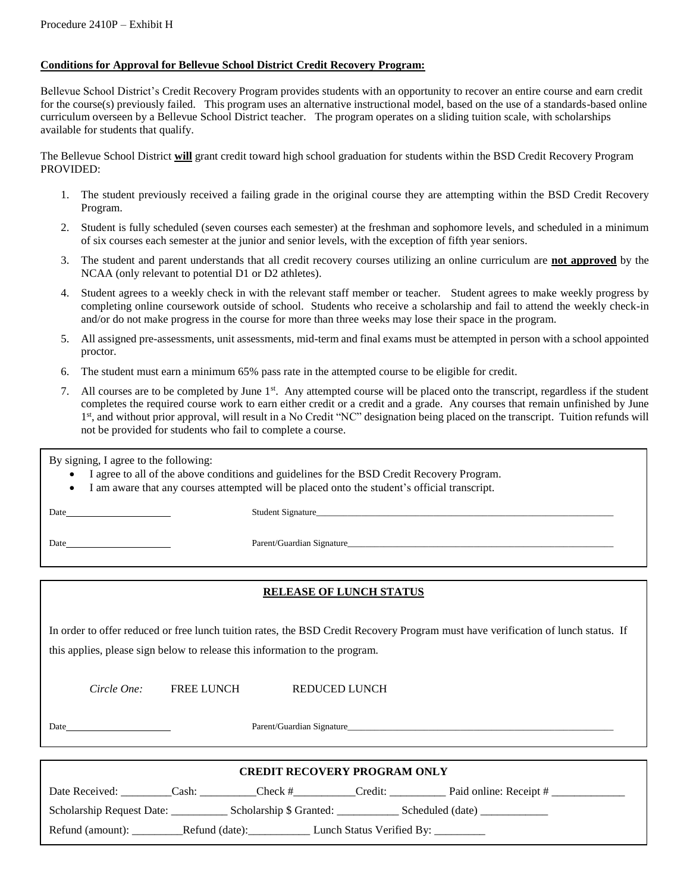Procedure 2410P – Exhibit H

**Conditions for Approval for Bellevue School District Credit Recovery Program:**

Bellevue School District's Credit Recovery Program provides students with an opportunity to recover an entire course and earn credit for the course(s) previously failed. This program uses an alternative instructional model, based on the use of a standards-based online curriculum overseen by a Bellevue School District teacher. The program operates on a sliding tuition scale, with scholarships available for students that qualify.

The Bellevue School District **will** grant credit toward high school graduation for students within the BSD Credit Recovery Program PROVIDED:

1. The student previously received a failing grade in the original course they are attempting within the BSD Credit Recovery Program.
2. Student is fully scheduled (seven courses each semester) at the freshman and sophomore levels, and scheduled in a minimum of six courses each semester at the junior and senior levels, with the exception of fifth year seniors.
3. The student and parent understands that all credit recovery courses utilizing an online curriculum are **not approved** by the NCAA (only relevant to potential D1 or D2 athletes).
4. Student agrees to a weekly check in with the relevant staff member or teacher. Student agrees to make weekly progress by completing online coursework outside of school. Students who receive a scholarship and fail to attend the weekly check-in and/or do not make progress in the course for more than three weeks may lose their space in the program.
5. All assigned pre-assessments, unit assessments, mid-term and final exams must be attempted in person with a school appointed proctor.
6. The student must earn a minimum 65% pass rate in the attempted course to be eligible for credit.
7. All courses are to be completed by June 1st. Any attempted course will be placed onto the transcript, regardless if the student completes the required course work to earn either credit or a credit and a grade. Any courses that remain unfinished by June 1st, and without prior approval, will result in a No Credit "NC" designation being placed on the transcript. Tuition refunds will not be provided for students who fail to complete a course.

By signing, I agree to the following:

- I agree to all of the above conditions and guidelines for the BSD Credit Recovery Program.
- I am aware that any courses attempted will be placed onto the student's official transcript.

Date______________________ Student Signature_______________________________________________

Date______________________ Parent/Guardian Signature_______________________________________________

**RELEASE OF LUNCH STATUS**

In order to offer reduced or free lunch tuition rates, the BSD Credit Recovery Program must have verification of lunch status. If this applies, please sign below to release this information to the program.

*Circle One:* FREE LUNCH REDUCED LUNCH

Date______________________ Parent/Guardian Signature_______________________________________________

**CREDIT RECOVERY PROGRAM ONLY**

Date Received: _________Cash: __________Check #___________Credit: __________ Paid online: Receipt # _____________

Scholarship Request Date: __________ Scholarship $ Granted: ___________ Scheduled (date) ____________

Refund (amount): _________Refund (date):___________ Lunch Status Verified By: _________